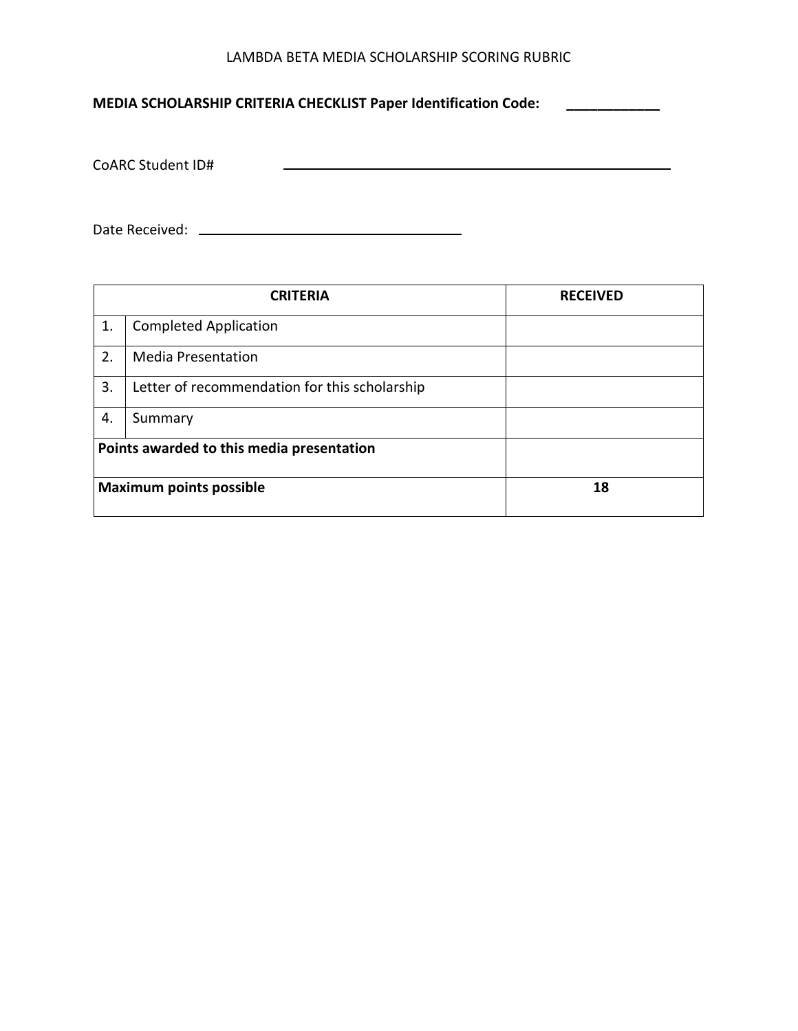LAMBDA BETA MEDIA SCHOLARSHIP SCORING RUBRIC

**MEDIA SCHOLARSHIP CRITERIA CHECKLIST Paper Identification Code:** ____________

CoARC Student ID# ______________________________________________

Date Received: ________________________________

| CRITERIA | | RECEIVED |
|---|---|---|
| 1. | Completed Application | |
| 2. | Media Presentation | |
| 3. | Letter of recommendation for this scholarship | |
| 4. | Summary | |
| **Points awarded to this media presentation** | | |
| **Maximum points possible** | | **18** |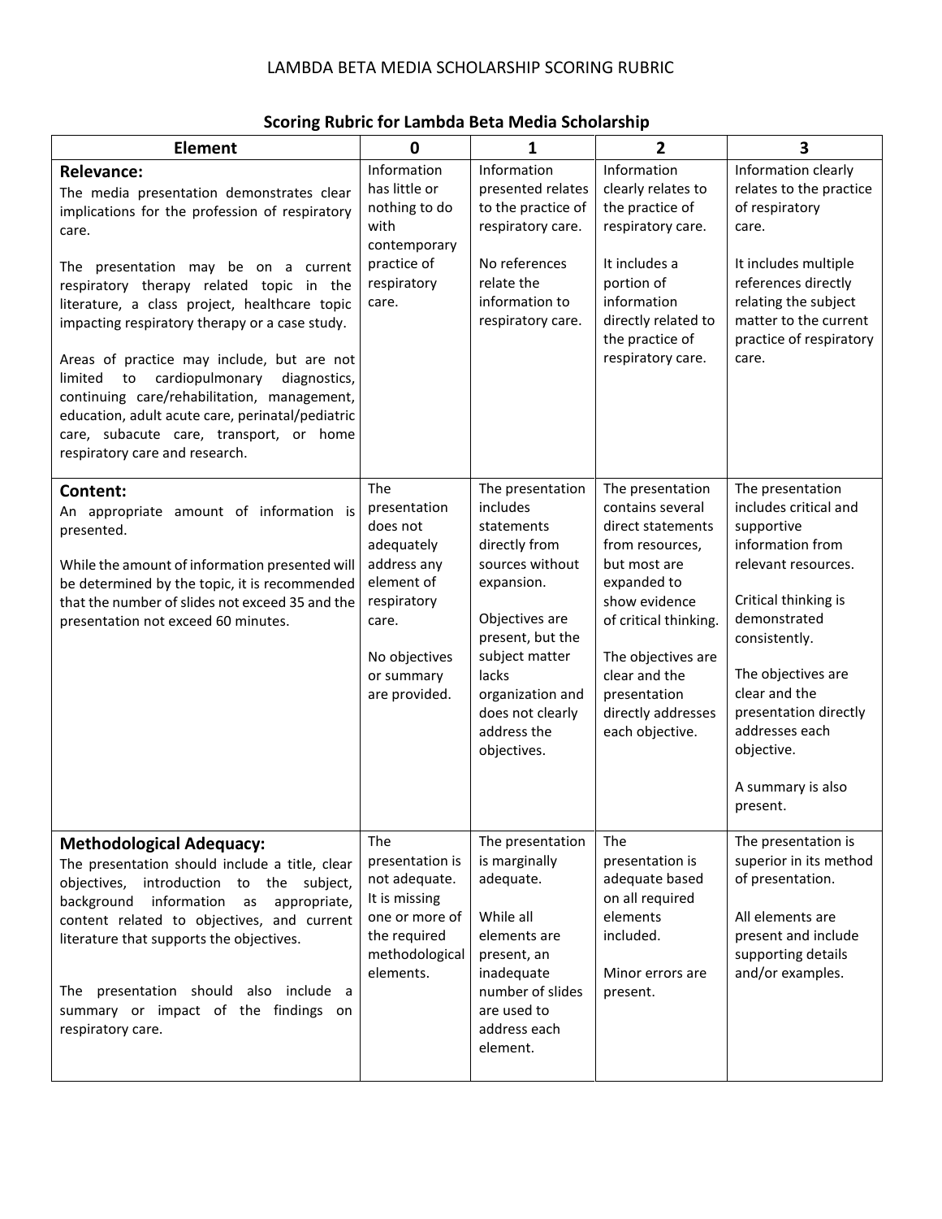LAMBDA BETA MEDIA SCHOLARSHIP SCORING RUBRIC

## Scoring Rubric for Lambda Beta Media Scholarship

| Element | 0 | 1 | 2 | 3 |
|---|---|---|---|---|
| **Relevance:** The media presentation demonstrates clear implications for the profession of respiratory care. <br><br> The presentation may be on a current respiratory therapy related topic in the literature, a class project, healthcare topic impacting respiratory therapy or a case study. <br><br> Areas of practice may include, but are not limited to cardiopulmonary diagnostics, continuing care/rehabilitation, management, education, adult acute care, perinatal/pediatric care, subacute care, transport, or home respiratory care and research. | Information has little or nothing to do with contemporary practice of respiratory care. | Information presented relates to the practice of respiratory care. <br><br> No references relate the information to respiratory care. | Information clearly relates to the practice of respiratory care. <br><br> It includes a portion of information directly related to the practice of respiratory care. | Information clearly relates to the practice of respiratory care. <br><br> It includes multiple references directly relating the subject matter to the current practice of respiratory care. |
| **Content:** An appropriate amount of information is presented. <br><br> While the amount of information presented will be determined by the topic, it is recommended that the number of slides not exceed 35 and the presentation not exceed 60 minutes. | The presentation does not adequately address any element of respiratory care. <br><br> No objectives or summary are provided. | The presentation includes statements directly from sources without expansion. <br><br> Objectives are present, but the subject matter lacks organization and does not clearly address the objectives. | The presentation contains several direct statements from resources, but most are expanded to show evidence of critical thinking. <br><br> The objectives are clear and the presentation directly addresses each objective. | The presentation includes critical and supportive information from relevant resources. <br><br> Critical thinking is demonstrated consistently. <br><br> The objectives are clear and the presentation directly addresses each objective. <br><br> A summary is also present. |
| **Methodological Adequacy:** The presentation should include a title, clear objectives, introduction to the subject, background information as appropriate, content related to objectives, and current literature that supports the objectives. <br><br> The presentation should also include a summary or impact of the findings on respiratory care. | The presentation is not adequate. It is missing one or more of the required methodological elements. | The presentation is marginally adequate. <br><br> While all elements are present, an inadequate number of slides are used to address each element. | The presentation is adequate based on all required elements included. <br><br> Minor errors are present. | The presentation is superior in its method of presentation. <br><br> All elements are present and include supporting details and/or examples. |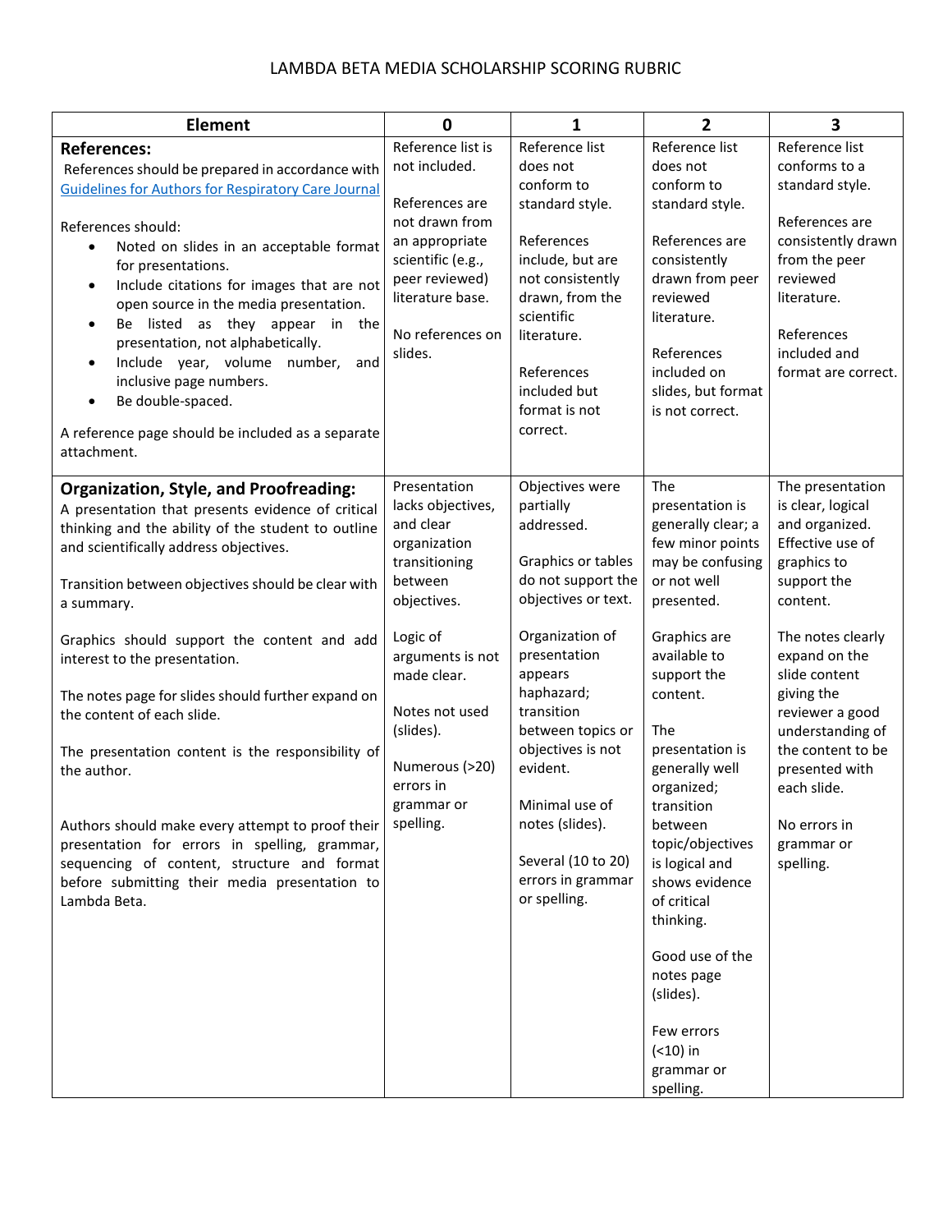# LAMBDA BETA MEDIA SCHOLARSHIP SCORING RUBRIC

| Element | 0 | 1 | 2 | 3 |
|---|---|---|---|---|
| **References:**<br>References should be prepared in accordance with [Guidelines for Authors for Respiratory Care Journal](#)<br><br>References should:<br>• Noted on slides in an acceptable format for presentations.<br>• Include citations for images that are not open source in the media presentation.<br>• Be listed as they appear in the presentation, not alphabetically.<br>• Include year, volume number, and inclusive page numbers.<br>• Be double-spaced.<br><br>A reference page should be included as a separate attachment. | Reference list is not included.<br><br>References are not drawn from an appropriate scientific (e.g., peer reviewed) literature base.<br><br>No references on slides. | Reference list does not conform to standard style.<br><br>References include, but are not consistently drawn, from the scientific literature.<br><br>References included but format is not correct. | Reference list does not conform to standard style.<br><br>References are consistently drawn from peer reviewed literature.<br><br>References included on slides, but format is not correct. | Reference list conforms to a standard style.<br><br>References are consistently drawn from the peer reviewed literature.<br><br>References included and format are correct. |
| **Organization, Style, and Proofreading:**<br>A presentation that presents evidence of critical thinking and the ability of the student to outline and scientifically address objectives.<br><br>Transition between objectives should be clear with a summary.<br><br>Graphics should support the content and add interest to the presentation.<br><br>The notes page for slides should further expand on the content of each slide.<br><br>The presentation content is the responsibility of the author.<br><br>Authors should make every attempt to proof their presentation for errors in spelling, grammar, sequencing of content, structure and format before submitting their media presentation to Lambda Beta. | Presentation lacks objectives, and clear organization transitioning between objectives.<br><br>Logic of arguments is not made clear.<br><br>Notes not used (slides).<br><br>Numerous (>20) errors in grammar or spelling. | Objectives were partially addressed.<br><br>Graphics or tables do not support the objectives or text.<br><br>Organization of presentation appears haphazard; transition between topics or objectives is not evident.<br><br>Minimal use of notes (slides).<br><br>Several (10 to 20) errors in grammar or spelling. | The presentation is generally clear; a few minor points may be confusing or not well presented.<br><br>Graphics are available to support the content.<br><br>The presentation is generally well organized; transition between topic/objectives is logical and shows evidence of critical thinking.<br><br>Good use of the notes page (slides).<br><br>Few errors (<10) in grammar or spelling. | The presentation is clear, logical and organized. Effective use of graphics to support the content.<br><br>The notes clearly expand on the slide content giving the reviewer a good understanding of the content to be presented with each slide.<br><br>No errors in grammar or spelling. |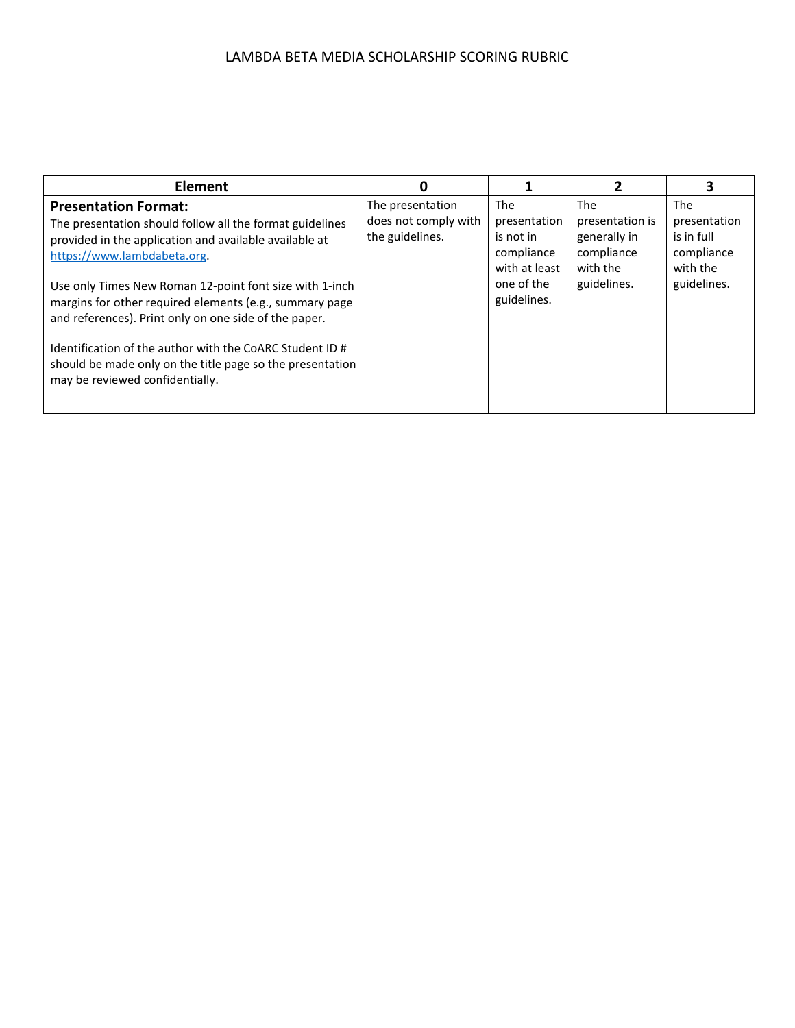LAMBDA BETA MEDIA SCHOLARSHIP SCORING RUBRIC

| Element | 0 | 1 | 2 | 3 |
|---|---|---|---|---|
| **Presentation Format:** The presentation should follow all the format guidelines provided in the application and available available at https://www.lambdabeta.org. Use only Times New Roman 12-point font size with 1-inch margins for other required elements (e.g., summary page and references). Print only on one side of the paper. Identification of the author with the CoARC Student ID # should be made only on the title page so the presentation may be reviewed confidentially. | The presentation does not comply with the guidelines. | The presentation is not in compliance with at least one of the guidelines. | The presentation is generally in compliance with the guidelines. | The presentation is in full compliance with the guidelines. |